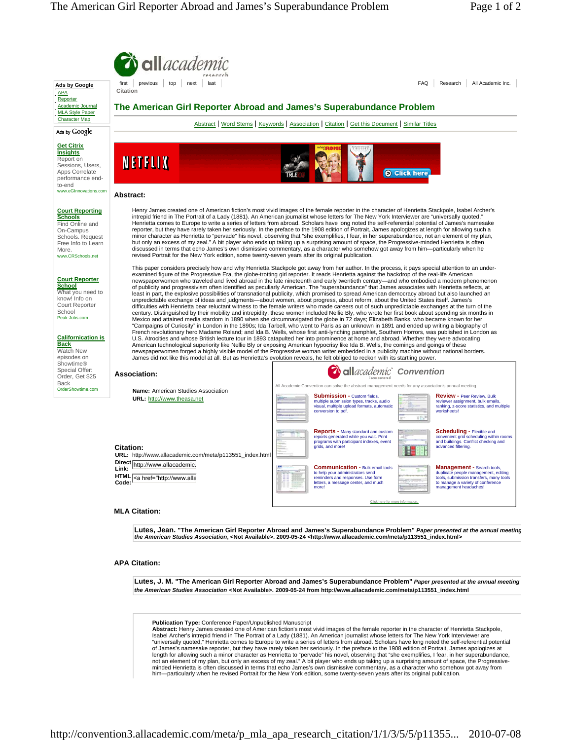first | previous | top | next | last

Citation

FAQ | Research | All Academic Inc.

# The American Girl Reporter Abroad and James's Superabundance Problem

Abstract | Word Stems | Keywords | Association | Citation | Get this Document | Similar Titles

## Abstract:

Henry James created one of American fiction's most vivid images of the female reporter in the character of Henrietta Stackpole, Isabel Archer's intrepid friend in The Portrait of a Lady (1881). An American journalist whose letters for The New York Interviewer are "universally quoted," Henrietta comes to Europe to write a series of letters from abroad. Scholars have long noted the self-referential potential of James's namesake reporter, but they have rarely taken her seriously. In the preface to the 1908 edition of Portrait, James apologizes at length for allowing such a minor character as Henrietta to "pervade" his novel, observing that "she exemplifies, I fear, in her superabundance, not an element of my plan, but only an excess of my zeal." A bit player who ends up taking up a surprising amount of space, the Progressive-minded Henrietta is often discussed in terms that echo James's own dismissive commentary, as a character who somehow got away from him—particularly when he revised Portrait for the New York edition, some twenty-seven years after its original publication.

This paper considers precisely how and why Henrietta Stackpole got away from her author. In the process, it pays special attention to an under-examined figure of the Progressive Era, the globe-trotting girl reporter. It reads Henrietta against the backdrop of the real-life American newspaperwomen who traveled and lived abroad in the late nineteenth and early twentieth century—and who embodied a modern phenomenon of publicity and progressivism often identified as peculiarly American. The "superabundance" that James associates with Henrietta reflects, at least in part, the explosive possibilities of transnational publicity, which promised to spread American democracy abroad but also launched an unpredictable exchange of ideas and judgments—about women, about progress, about reform, about the United States itself. James's difficulties with Henrietta bear reluctant witness to the female writers who made careers out of such unpredictable exchanges at the turn of the century. Distinguished by their mobility and intrepidity, these women included Nellie Bly, who wrote her first book about spending six months in Mexico and attained media stardom in 1890 when she circumnavigated the globe in 72 days; Elizabeth Banks, who became known for her "Campaigns of Curiosity" in London in the 1890s; Ida Tarbell, who went to Paris as an unknown in 1891 and ended up writing a biography of French revolutionary hero Madame Roland; and Ida B. Wells, whose first anti-lynching pamphlet, Southern Horrors, was published in London as U.S. Atrocities and whose British lecture tour in 1893 catapulted her into prominence at home and abroad. Whether they were advocating American technological superiority like Nellie Bly or exposing American hypocrisy like Ida B. Wells, the comings and goings of these newspaperwomen forged a highly visible model of the Progressive woman writer embedded in a publicity machine without national borders. James did not like this model at all. But as Henrietta's evolution reveals, he felt obliged to reckon with its startling power.

## Association:

**Name:** American Studies Association

**URL:** http://www.theasa.net

## Citation:

**URL:** http://www.allacademic.com/meta/p113551_index.html

**Direct Link:** http://www.allacademic.

**HTML Code:** <a href="http://www.alla

## MLA Citation:

**Lutes, Jean. "The American Girl Reporter Abroad and James's Superabundance Problem"** ***Paper presented at the annual meeting the American Studies Association*****, <Not Available>. 2009-05-24 <http://www.allacademic.com/meta/p113551_index.html>**

## APA Citation:

**Lutes, J. M. "The American Girl Reporter Abroad and James's Superabundance Problem"** ***Paper presented at the annual meeting the American Studies Association*** **<Not Available>. 2009-05-24 from http://www.allacademic.com/meta/p113551_index.html**

**Publication Type:** Conference Paper/Unpublished Manuscript

**Abstract:** Henry James created one of American fiction's most vivid images of the female reporter in the character of Henrietta Stackpole, Isabel Archer's intrepid friend in The Portrait of a Lady (1881). An American journalist whose letters for The New York Interviewer are "universally quoted," Henrietta comes to Europe to write a series of letters from abroad. Scholars have long noted the self-referential potential of James's namesake reporter, but they have rarely taken her seriously. In the preface to the 1908 edition of Portrait, James apologizes at length for allowing such a minor character as Henrietta to "pervade" his novel, observing that "she exemplifies, I fear, in her superabundance, not an element of my plan, but only an excess of my zeal." A bit player who ends up taking up a surprising amount of space, the Progressive-minded Henrietta is often discussed in terms that echo James's own dismissive commentary, as a character who somehow got away from him—particularly when he revised Portrait for the New York edition, some twenty-seven years after its original publication.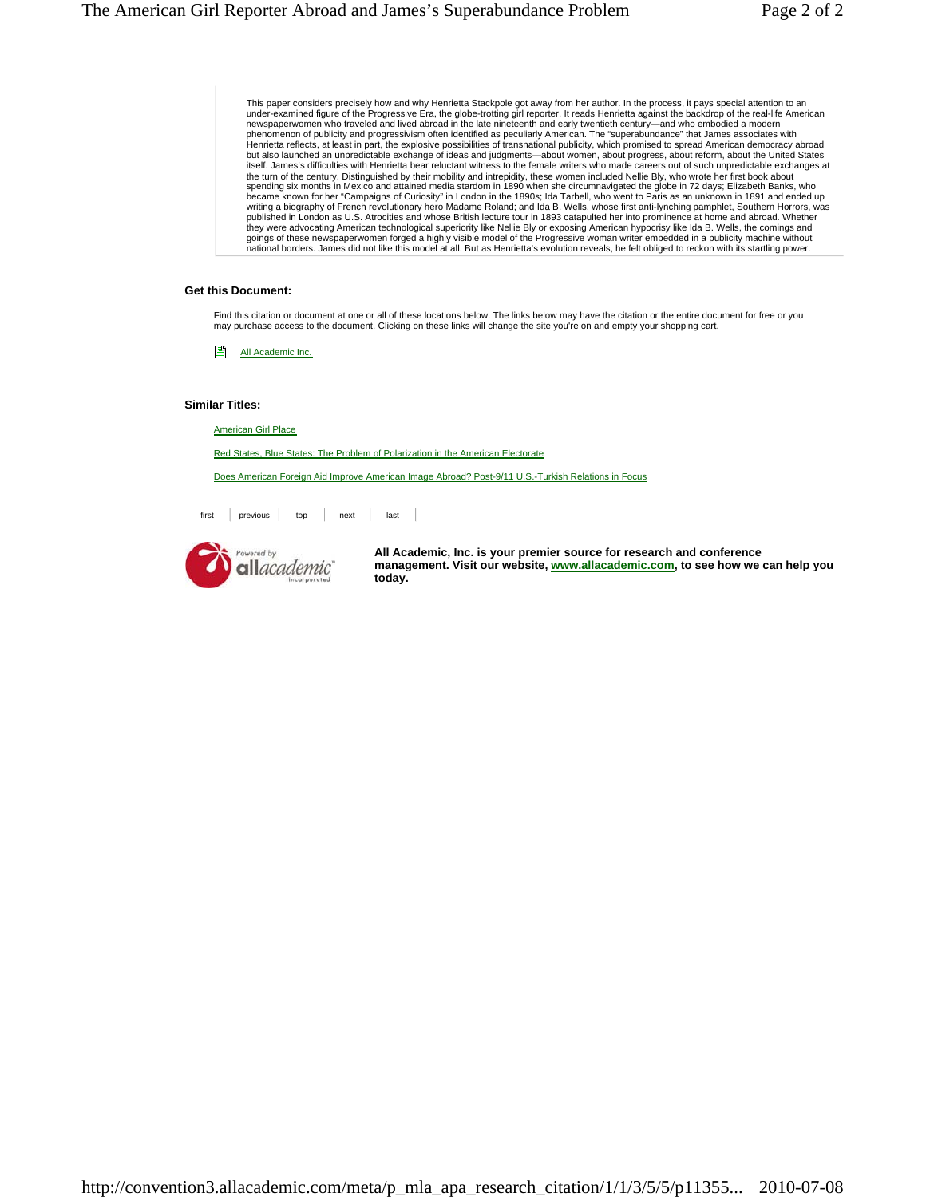This paper considers precisely how and why Henrietta Stackpole got away from her author. In the process, it pays special attention to an under-examined figure of the Progressive Era, the globe-trotting girl reporter. It reads Henrietta against the backdrop of the real-life American newspaperwomen who traveled and lived abroad in the late nineteenth and early twentieth century—and who embodied a modern phenomenon of publicity and progressivism often identified as peculiarly American. The "superabundance" that James associates with Henrietta reflects, at least in part, the explosive possibilities of transnational publicity, which promised to spread American democracy abroad but also launched an unpredictable exchange of ideas and judgments—about women, about progress, about reform, about the United States itself. James's difficulties with Henrietta bear reluctant witness to the female writers who made careers out of such unpredictable exchanges at the turn of the century. Distinguished by their mobility and intrepidity, these women included Nellie Bly, who wrote her first book about spending six months in Mexico and attained media stardom in 1890 when she circumnavigated the globe in 72 days; Elizabeth Banks, who became known for her "Campaigns of Curiosity" in London in the 1890s; Ida Tarbell, who went to Paris as an unknown in 1891 and ended up writing a biography of French revolutionary hero Madame Roland; and Ida B. Wells, whose first anti-lynching pamphlet, Southern Horrors, was published in London as U.S. Atrocities and whose British lecture tour in 1893 catapulted her into prominence at home and abroad. Whether they were advocating American technological superiority like Nellie Bly or exposing American hypocrisy like Ida B. Wells, the comings and goings of these newspaperwomen forged a highly visible model of the Progressive woman writer embedded in a publicity machine without national borders. James did not like this model at all. But as Henrietta's evolution reveals, he felt obliged to reckon with its startling power.

**Get this Document:**

Find this citation or document at one or all of these locations below. The links below may have the citation or the entire document for free or you may purchase access to the document. Clicking on these links will change the site you're on and empty your shopping cart.

All Academic Inc.

**Similar Titles:**

American Girl Place

Red States, Blue States: The Problem of Polarization in the American Electorate

Does American Foreign Aid Improve American Image Abroad? Post-9/11 U.S.-Turkish Relations in Focus

first | previous | top | next | last

Powered by allacademic incorporated

**All Academic, Inc. is your premier source for research and conference management. Visit our website, www.allacademic.com, to see how we can help you today.**